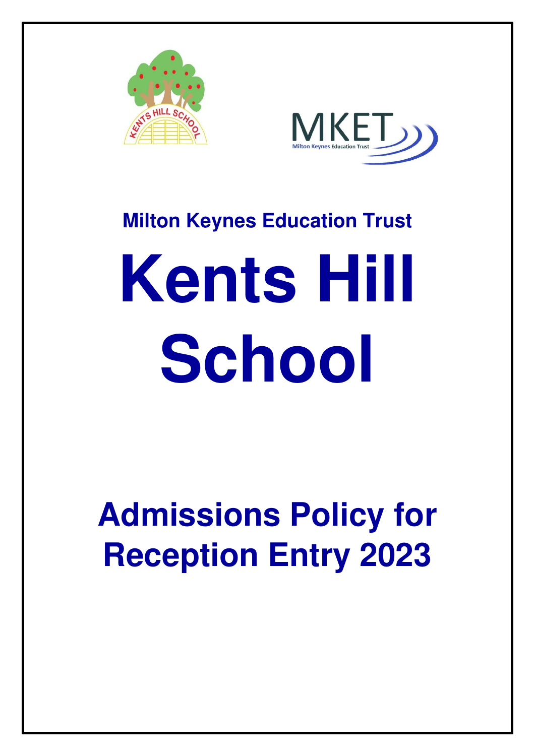**Milton Keynes Education Trust**

# Kents Hill School

## Admissions Policy for Reception Entry 2023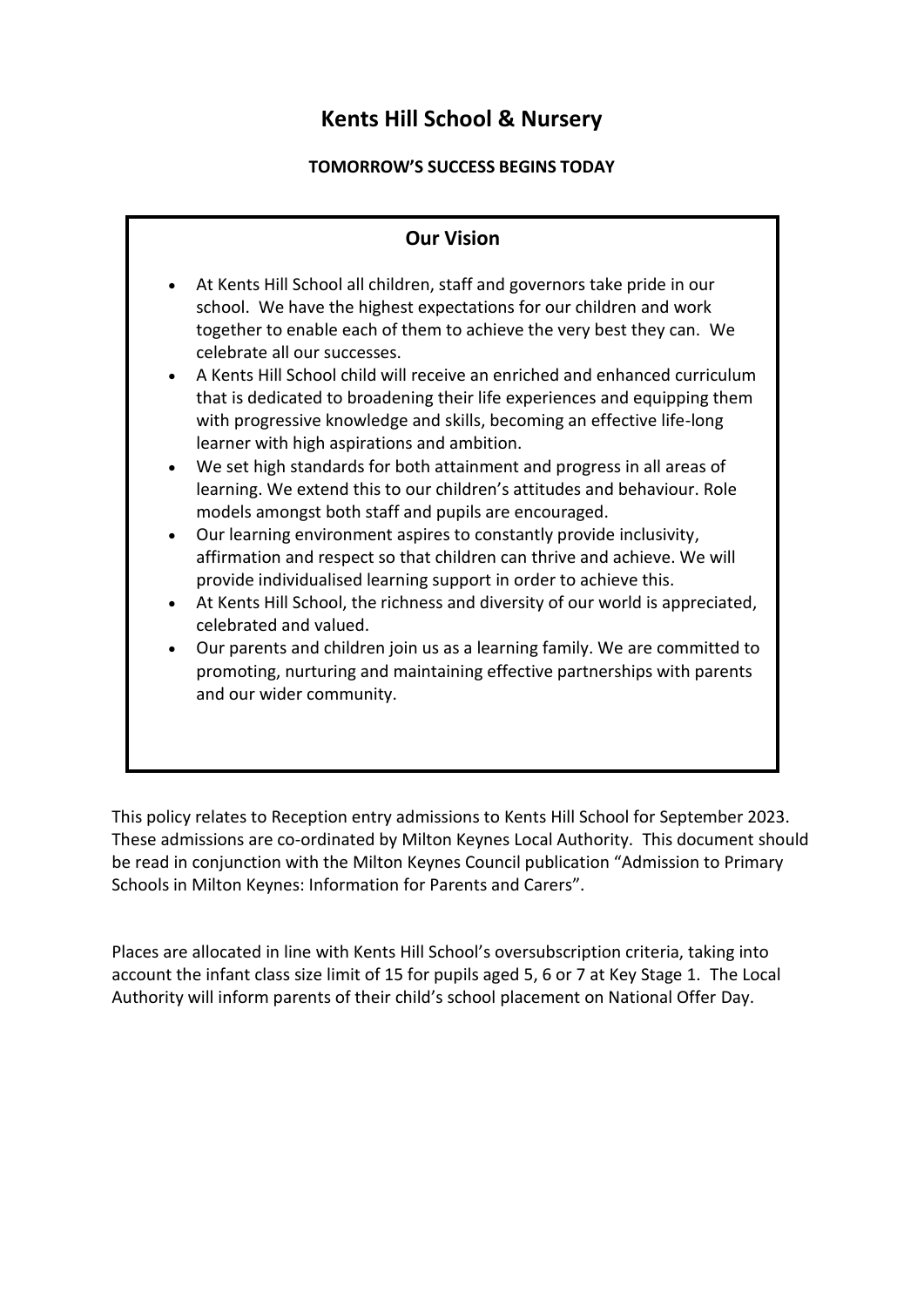# Kents Hill School & Nursery

**TOMORROW'S SUCCESS BEGINS TODAY**

## Our Vision

- At Kents Hill School all children, staff and governors take pride in our school. We have the highest expectations for our children and work together to enable each of them to achieve the very best they can. We celebrate all our successes.
- A Kents Hill School child will receive an enriched and enhanced curriculum that is dedicated to broadening their life experiences and equipping them with progressive knowledge and skills, becoming an effective life-long learner with high aspirations and ambition.
- We set high standards for both attainment and progress in all areas of learning. We extend this to our children's attitudes and behaviour. Role models amongst both staff and pupils are encouraged.
- Our learning environment aspires to constantly provide inclusivity, affirmation and respect so that children can thrive and achieve. We will provide individualised learning support in order to achieve this.
- At Kents Hill School, the richness and diversity of our world is appreciated, celebrated and valued.
- Our parents and children join us as a learning family. We are committed to promoting, nurturing and maintaining effective partnerships with parents and our wider community.

This policy relates to Reception entry admissions to Kents Hill School for September 2023. These admissions are co-ordinated by Milton Keynes Local Authority. This document should be read in conjunction with the Milton Keynes Council publication "Admission to Primary Schools in Milton Keynes: Information for Parents and Carers".

Places are allocated in line with Kents Hill School's oversubscription criteria, taking into account the infant class size limit of 15 for pupils aged 5, 6 or 7 at Key Stage 1. The Local Authority will inform parents of their child's school placement on National Offer Day.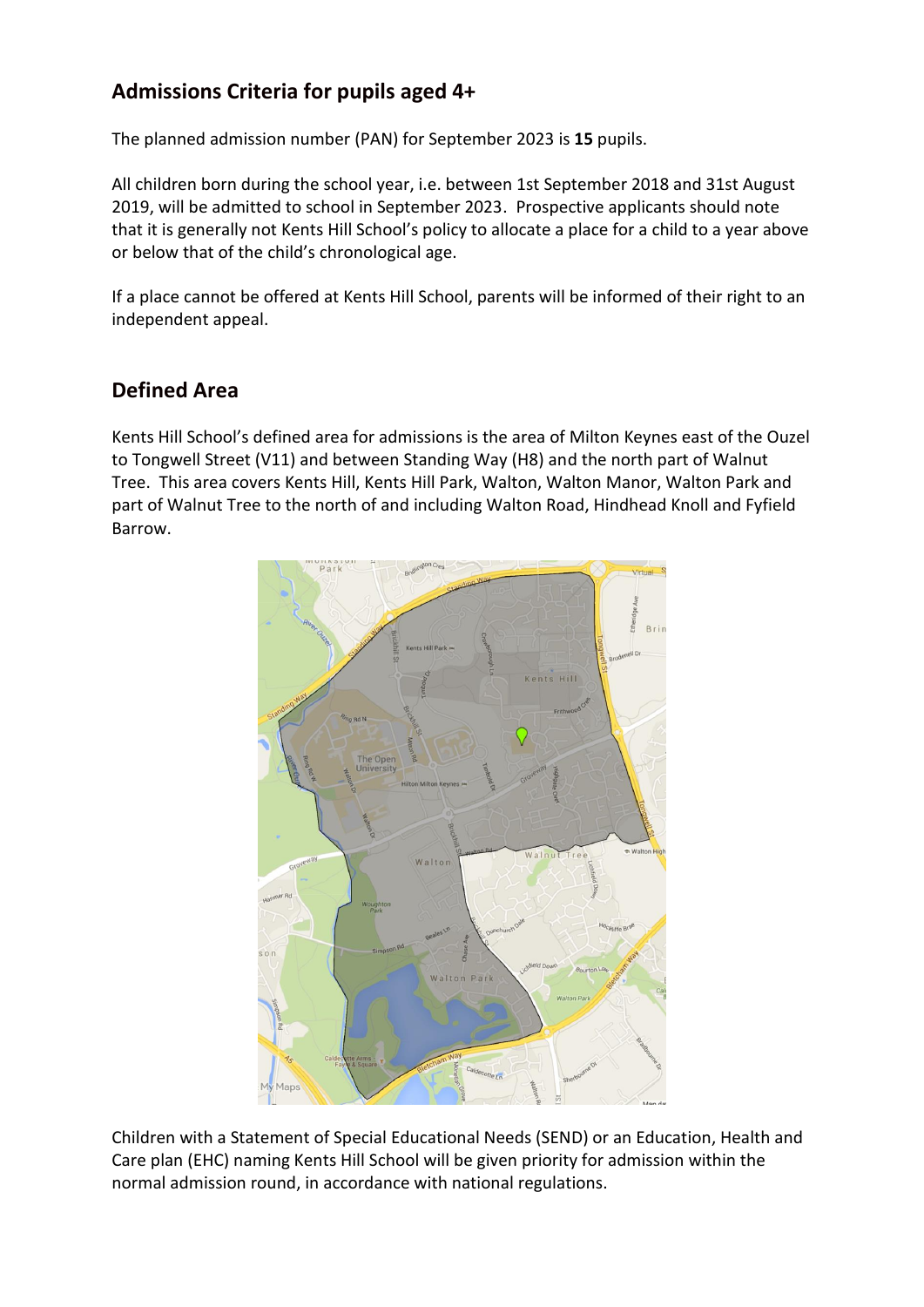## Admissions Criteria for pupils aged 4+

The planned admission number (PAN) for September 2023 is **15** pupils.

All children born during the school year, i.e. between 1st September 2018 and 31st August 2019, will be admitted to school in September 2023. Prospective applicants should note that it is generally not Kents Hill School's policy to allocate a place for a child to a year above or below that of the child's chronological age.

If a place cannot be offered at Kents Hill School, parents will be informed of their right to an independent appeal.

## Defined Area

Kents Hill School's defined area for admissions is the area of Milton Keynes east of the Ouzel to Tongwell Street (V11) and between Standing Way (H8) and the north part of Walnut Tree. This area covers Kents Hill, Kents Hill Park, Walton, Walton Manor, Walton Park and part of Walnut Tree to the north of and including Walton Road, Hindhead Knoll and Fyfield Barrow.

Children with a Statement of Special Educational Needs (SEND) or an Education, Health and Care plan (EHC) naming Kents Hill School will be given priority for admission within the normal admission round, in accordance with national regulations.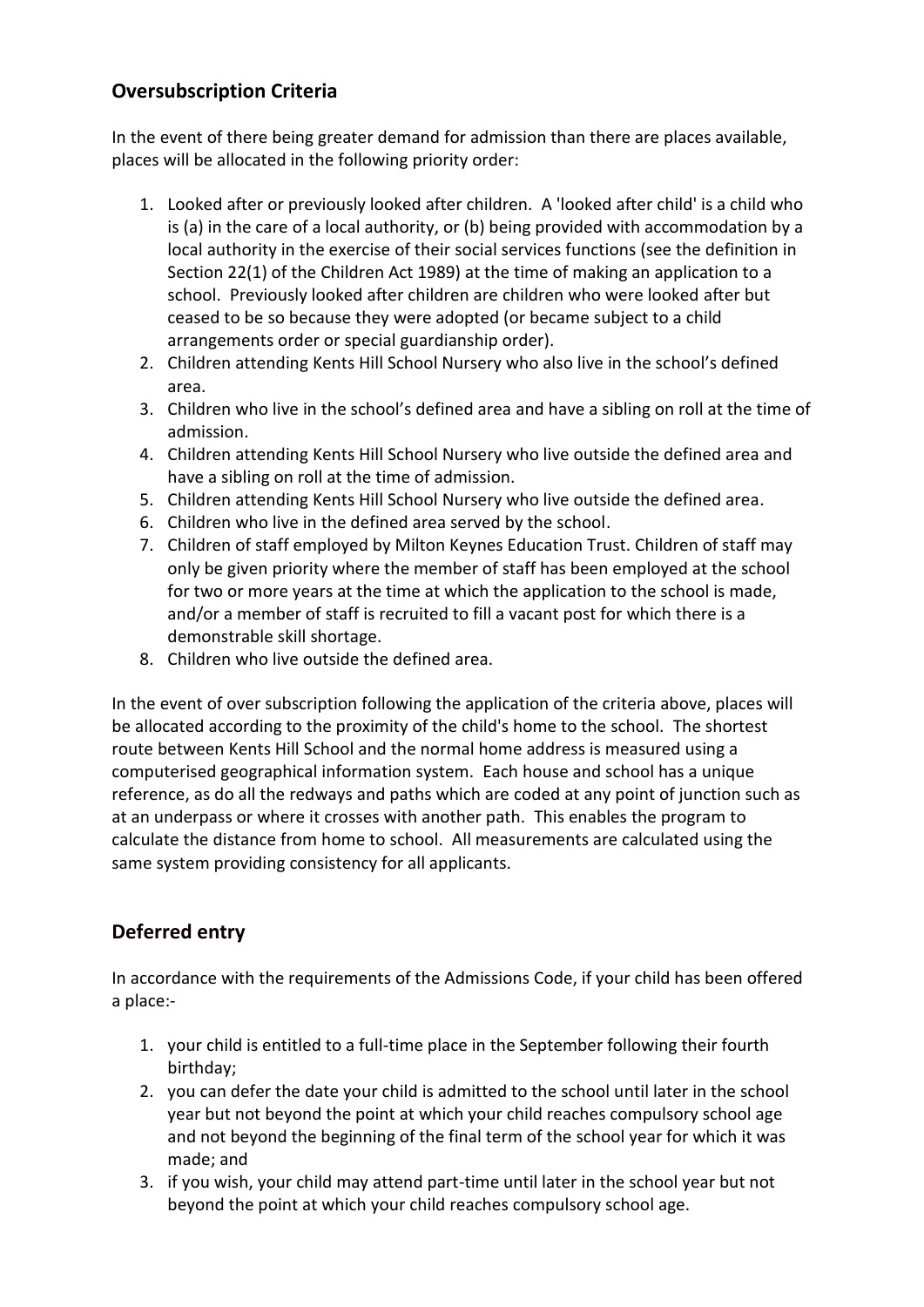## Oversubscription Criteria

In the event of there being greater demand for admission than there are places available, places will be allocated in the following priority order:

1. Looked after or previously looked after children. A 'looked after child' is a child who is (a) in the care of a local authority, or (b) being provided with accommodation by a local authority in the exercise of their social services functions (see the definition in Section 22(1) of the Children Act 1989) at the time of making an application to a school. Previously looked after children are children who were looked after but ceased to be so because they were adopted (or became subject to a child arrangements order or special guardianship order).
2. Children attending Kents Hill School Nursery who also live in the school's defined area.
3. Children who live in the school's defined area and have a sibling on roll at the time of admission.
4. Children attending Kents Hill School Nursery who live outside the defined area and have a sibling on roll at the time of admission.
5. Children attending Kents Hill School Nursery who live outside the defined area.
6. Children who live in the defined area served by the school.
7. Children of staff employed by Milton Keynes Education Trust. Children of staff may only be given priority where the member of staff has been employed at the school for two or more years at the time at which the application to the school is made, and/or a member of staff is recruited to fill a vacant post for which there is a demonstrable skill shortage.
8. Children who live outside the defined area.

In the event of over subscription following the application of the criteria above, places will be allocated according to the proximity of the child's home to the school. The shortest route between Kents Hill School and the normal home address is measured using a computerised geographical information system. Each house and school has a unique reference, as do all the redways and paths which are coded at any point of junction such as at an underpass or where it crosses with another path. This enables the program to calculate the distance from home to school. All measurements are calculated using the same system providing consistency for all applicants.

## Deferred entry

In accordance with the requirements of the Admissions Code, if your child has been offered a place:-

1. your child is entitled to a full-time place in the September following their fourth birthday;
2. you can defer the date your child is admitted to the school until later in the school year but not beyond the point at which your child reaches compulsory school age and not beyond the beginning of the final term of the school year for which it was made; and
3. if you wish, your child may attend part-time until later in the school year but not beyond the point at which your child reaches compulsory school age.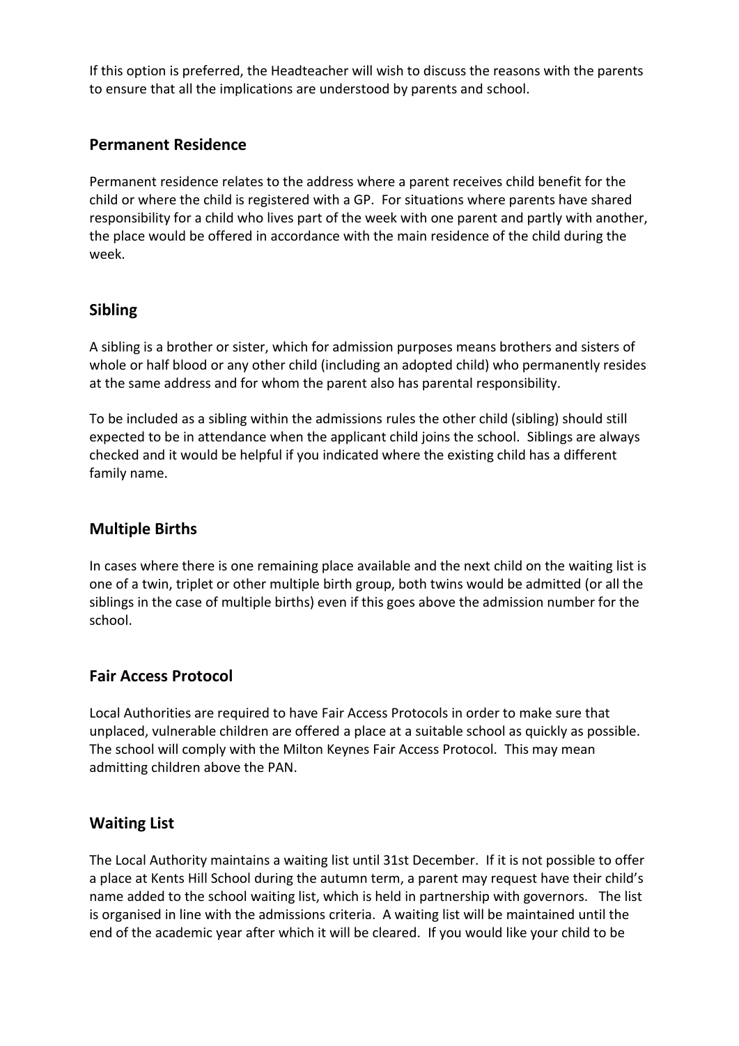If this option is preferred, the Headteacher will wish to discuss the reasons with the parents to ensure that all the implications are understood by parents and school.

## Permanent Residence

Permanent residence relates to the address where a parent receives child benefit for the child or where the child is registered with a GP. For situations where parents have shared responsibility for a child who lives part of the week with one parent and partly with another, the place would be offered in accordance with the main residence of the child during the week.

## Sibling

A sibling is a brother or sister, which for admission purposes means brothers and sisters of whole or half blood or any other child (including an adopted child) who permanently resides at the same address and for whom the parent also has parental responsibility.

To be included as a sibling within the admissions rules the other child (sibling) should still expected to be in attendance when the applicant child joins the school. Siblings are always checked and it would be helpful if you indicated where the existing child has a different family name.

## Multiple Births

In cases where there is one remaining place available and the next child on the waiting list is one of a twin, triplet or other multiple birth group, both twins would be admitted (or all the siblings in the case of multiple births) even if this goes above the admission number for the school.

## Fair Access Protocol

Local Authorities are required to have Fair Access Protocols in order to make sure that unplaced, vulnerable children are offered a place at a suitable school as quickly as possible. The school will comply with the Milton Keynes Fair Access Protocol. This may mean admitting children above the PAN.

## Waiting List

The Local Authority maintains a waiting list until 31st December. If it is not possible to offer a place at Kents Hill School during the autumn term, a parent may request have their child's name added to the school waiting list, which is held in partnership with governors. The list is organised in line with the admissions criteria. A waiting list will be maintained until the end of the academic year after which it will be cleared. If you would like your child to be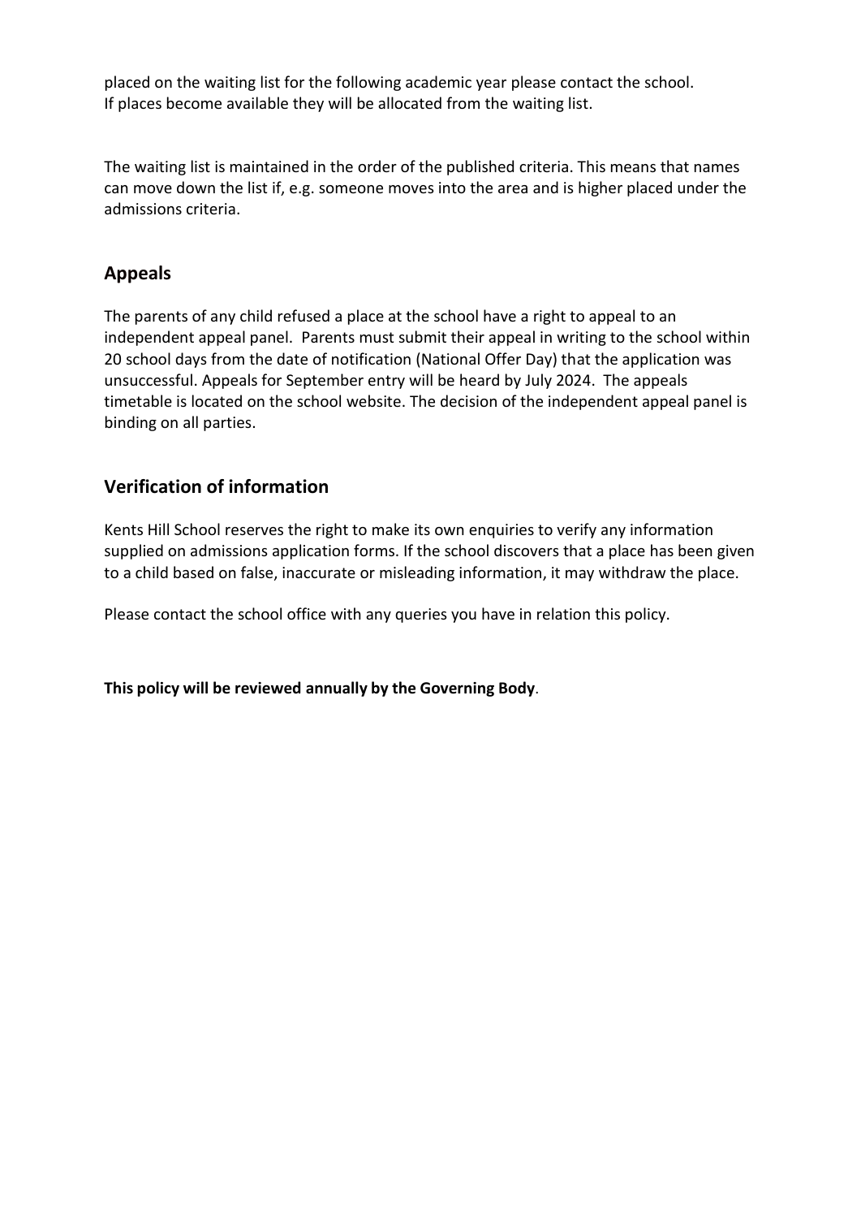placed on the waiting list for the following academic year please contact the school. If places become available they will be allocated from the waiting list.

The waiting list is maintained in the order of the published criteria. This means that names can move down the list if, e.g. someone moves into the area and is higher placed under the admissions criteria.

## Appeals

The parents of any child refused a place at the school have a right to appeal to an independent appeal panel. Parents must submit their appeal in writing to the school within 20 school days from the date of notification (National Offer Day) that the application was unsuccessful. Appeals for September entry will be heard by July 2024. The appeals timetable is located on the school website. The decision of the independent appeal panel is binding on all parties.

## Verification of information

Kents Hill School reserves the right to make its own enquiries to verify any information supplied on admissions application forms. If the school discovers that a place has been given to a child based on false, inaccurate or misleading information, it may withdraw the place.

Please contact the school office with any queries you have in relation this policy.

**This policy will be reviewed annually by the Governing Body**.